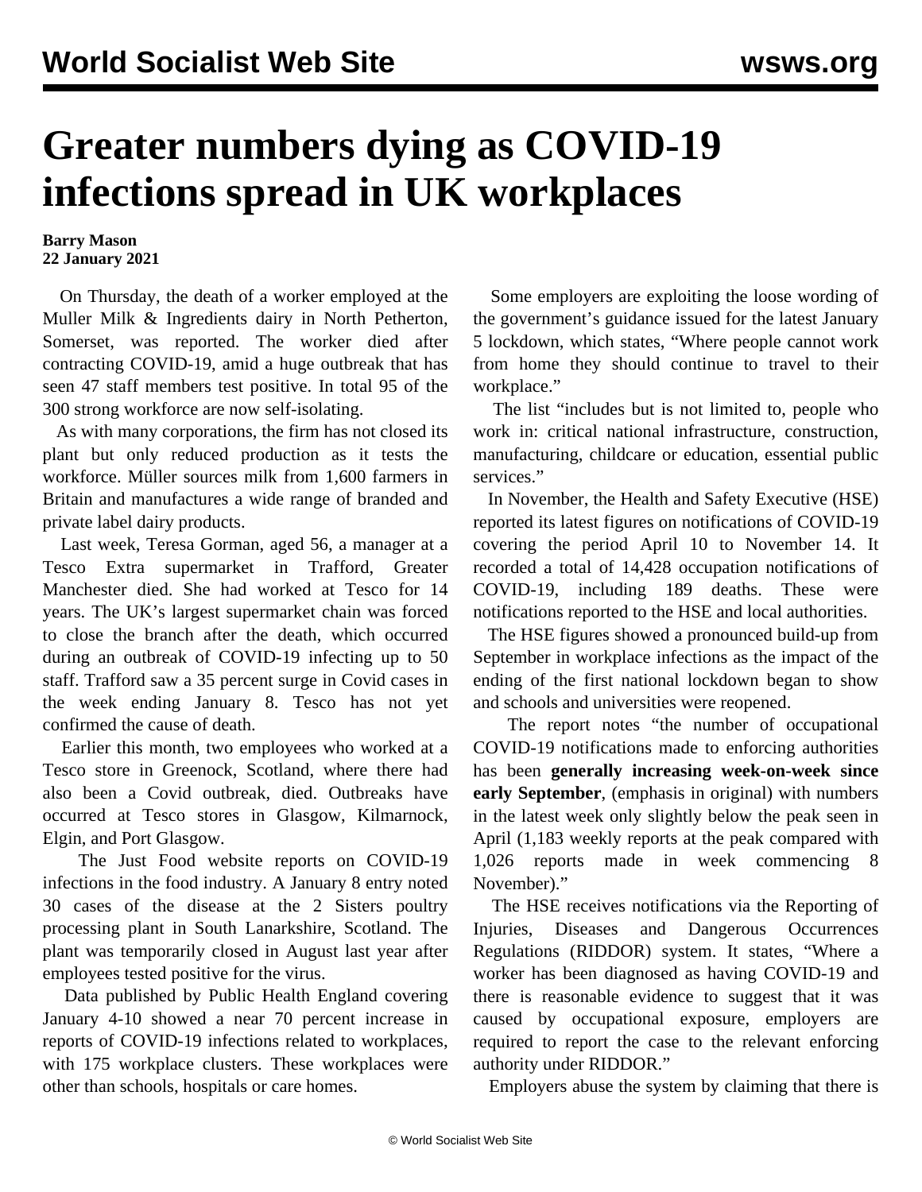# Greater numbers dying as COVID-19 infections spread in UK workplaces

**Barry Mason**
**22 January 2021**

On Thursday, the death of a worker employed at the Muller Milk & Ingredients dairy in North Petherton, Somerset, was reported. The worker died after contracting COVID-19, amid a huge outbreak that has seen 47 staff members test positive. In total 95 of the 300 strong workforce are now self-isolating.

As with many corporations, the firm has not closed its plant but only reduced production as it tests the workforce. Müller sources milk from 1,600 farmers in Britain and manufactures a wide range of branded and private label dairy products.

Last week, Teresa Gorman, aged 56, a manager at a Tesco Extra supermarket in Trafford, Greater Manchester died. She had worked at Tesco for 14 years. The UK's largest supermarket chain was forced to close the branch after the death, which occurred during an outbreak of COVID-19 infecting up to 50 staff. Trafford saw a 35 percent surge in Covid cases in the week ending January 8. Tesco has not yet confirmed the cause of death.

Earlier this month, two employees who worked at a Tesco store in Greenock, Scotland, where there had also been a Covid outbreak, died. Outbreaks have occurred at Tesco stores in Glasgow, Kilmarnock, Elgin, and Port Glasgow.

The Just Food website reports on COVID-19 infections in the food industry. A January 8 entry noted 30 cases of the disease at the 2 Sisters poultry processing plant in South Lanarkshire, Scotland. The plant was temporarily closed in August last year after employees tested positive for the virus.

Data published by Public Health England covering January 4-10 showed a near 70 percent increase in reports of COVID-19 infections related to workplaces, with 175 workplace clusters. These workplaces were other than schools, hospitals or care homes.

Some employers are exploiting the loose wording of the government's guidance issued for the latest January 5 lockdown, which states, "Where people cannot work from home they should continue to travel to their workplace."

The list "includes but is not limited to, people who work in: critical national infrastructure, construction, manufacturing, childcare or education, essential public services."

In November, the Health and Safety Executive (HSE) reported its latest figures on notifications of COVID-19 covering the period April 10 to November 14. It recorded a total of 14,428 occupation notifications of COVID-19, including 189 deaths. These were notifications reported to the HSE and local authorities.

The HSE figures showed a pronounced build-up from September in workplace infections as the impact of the ending of the first national lockdown began to show and schools and universities were reopened.

The report notes "the number of occupational COVID-19 notifications made to enforcing authorities has been **generally increasing week-on-week since early September**, (emphasis in original) with numbers in the latest week only slightly below the peak seen in April (1,183 weekly reports at the peak compared with 1,026 reports made in week commencing 8 November)."

The HSE receives notifications via the Reporting of Injuries, Diseases and Dangerous Occurrences Regulations (RIDDOR) system. It states, "Where a worker has been diagnosed as having COVID-19 and there is reasonable evidence to suggest that it was caused by occupational exposure, employers are required to report the case to the relevant enforcing authority under RIDDOR."

Employers abuse the system by claiming that there is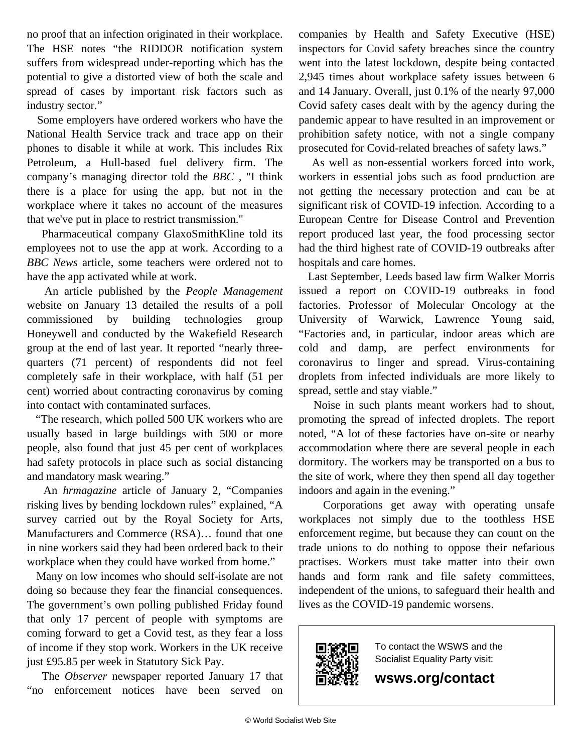no proof that an infection originated in their workplace. The HSE notes “the RIDDOR notification system suffers from widespread under-reporting which has the potential to give a distorted view of both the scale and spread of cases by important risk factors such as industry sector.”

Some employers have ordered workers who have the National Health Service track and trace app on their phones to disable it while at work. This includes Rix Petroleum, a Hull-based fuel delivery firm. The company’s managing director told the *BBC* , "I think there is a place for using the app, but not in the workplace where it takes no account of the measures that we've put in place to restrict transmission."

Pharmaceutical company GlaxoSmithKline told its employees not to use the app at work. According to a *BBC News* article, some teachers were ordered not to have the app activated while at work.

An article published by the *People Management* website on January 13 detailed the results of a poll commissioned by building technologies group Honeywell and conducted by the Wakefield Research group at the end of last year. It reported “nearly three-quarters (71 percent) of respondents did not feel completely safe in their workplace, with half (51 per cent) worried about contracting coronavirus by coming into contact with contaminated surfaces.

“The research, which polled 500 UK workers who are usually based in large buildings with 500 or more people, also found that just 45 per cent of workplaces had safety protocols in place such as social distancing and mandatory mask wearing.”

An *hrmagazine* article of January 2, “Companies risking lives by bending lockdown rules” explained, “A survey carried out by the Royal Society for Arts, Manufacturers and Commerce (RSA)… found that one in nine workers said they had been ordered back to their workplace when they could have worked from home.”

Many on low incomes who should self-isolate are not doing so because they fear the financial consequences. The government’s own polling published Friday found that only 17 percent of people with symptoms are coming forward to get a Covid test, as they fear a loss of income if they stop work. Workers in the UK receive just £95.85 per week in Statutory Sick Pay.

The *Observer* newspaper reported January 17 that “no enforcement notices have been served on companies by Health and Safety Executive (HSE) inspectors for Covid safety breaches since the country went into the latest lockdown, despite being contacted 2,945 times about workplace safety issues between 6 and 14 January. Overall, just 0.1% of the nearly 97,000 Covid safety cases dealt with by the agency during the pandemic appear to have resulted in an improvement or prohibition safety notice, with not a single company prosecuted for Covid-related breaches of safety laws.”

As well as non-essential workers forced into work, workers in essential jobs such as food production are not getting the necessary protection and can be at significant risk of COVID-19 infection. According to a European Centre for Disease Control and Prevention report produced last year, the food processing sector had the third highest rate of COVID-19 outbreaks after hospitals and care homes.

Last September, Leeds based law firm Walker Morris issued a report on COVID-19 outbreaks in food factories. Professor of Molecular Oncology at the University of Warwick, Lawrence Young said, “Factories and, in particular, indoor areas which are cold and damp, are perfect environments for coronavirus to linger and spread. Virus-containing droplets from infected individuals are more likely to spread, settle and stay viable.”

Noise in such plants meant workers had to shout, promoting the spread of infected droplets. The report noted, “A lot of these factories have on-site or nearby accommodation where there are several people in each dormitory. The workers may be transported on a bus to the site of work, where they then spend all day together indoors and again in the evening.”

Corporations get away with operating unsafe workplaces not simply due to the toothless HSE enforcement regime, but because they can count on the trade unions to do nothing to oppose their nefarious practises. Workers must take matter into their own hands and form rank and file safety committees, independent of the unions, to safeguard their health and lives as the COVID-19 pandemic worsens.

To contact the WSWS and the Socialist Equality Party visit:

**wsws.org/contact**